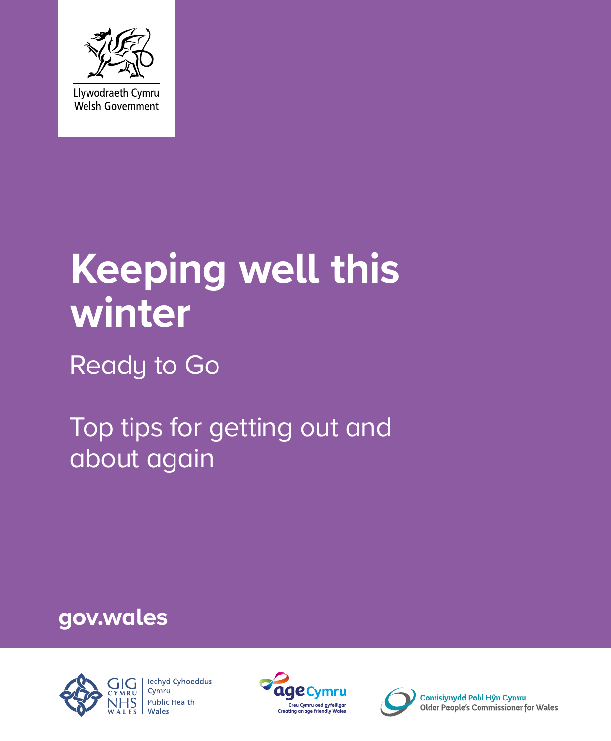Llywodraeth Cymru
Welsh Government

# Keeping well this winter

Ready to Go

Top tips for getting out and about again

**gov.wales**

GIG Cymru NHS Wales | Iechyd Cyhoeddus Cymru Public Health Wales

age Cymru — Creu Cymru oed gyfeillgar — Creating an age friendly Wales

Comisiynydd Pobl Hŷn Cymru
Older People's Commissioner for Wales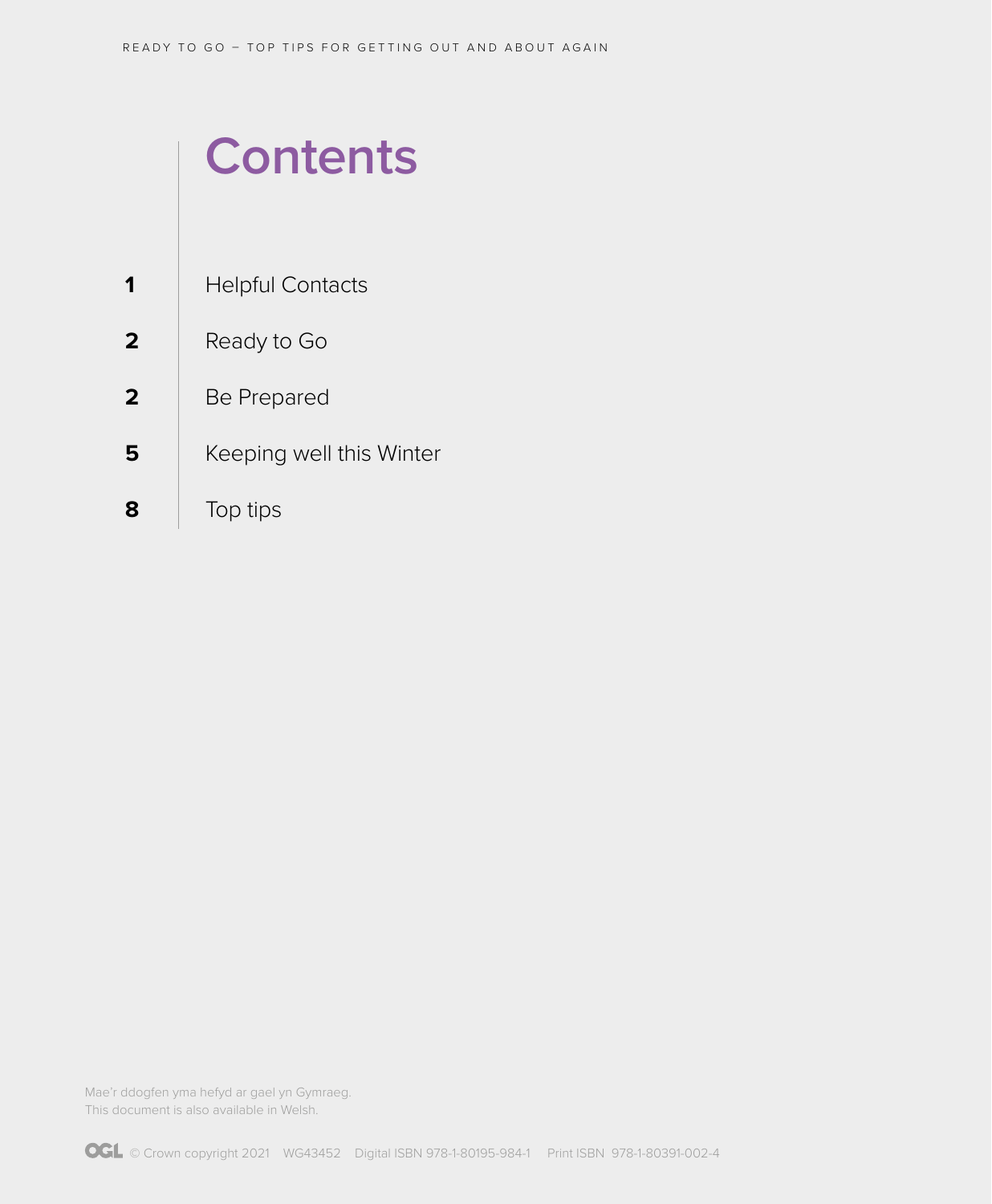# Contents

| | |
|---|---|
| **1** | Helpful Contacts |
| **2** | Ready to Go |
| **2** | Be Prepared |
| **5** | Keeping well this Winter |
| **8** | Top tips |

Mae'r ddogfen yma hefyd ar gael yn Gymraeg.
This document is also available in Welsh.

OGL © Crown copyright 2021 WG43452 Digital ISBN 978-1-80195-984-1 Print ISBN 978-1-80391-002-4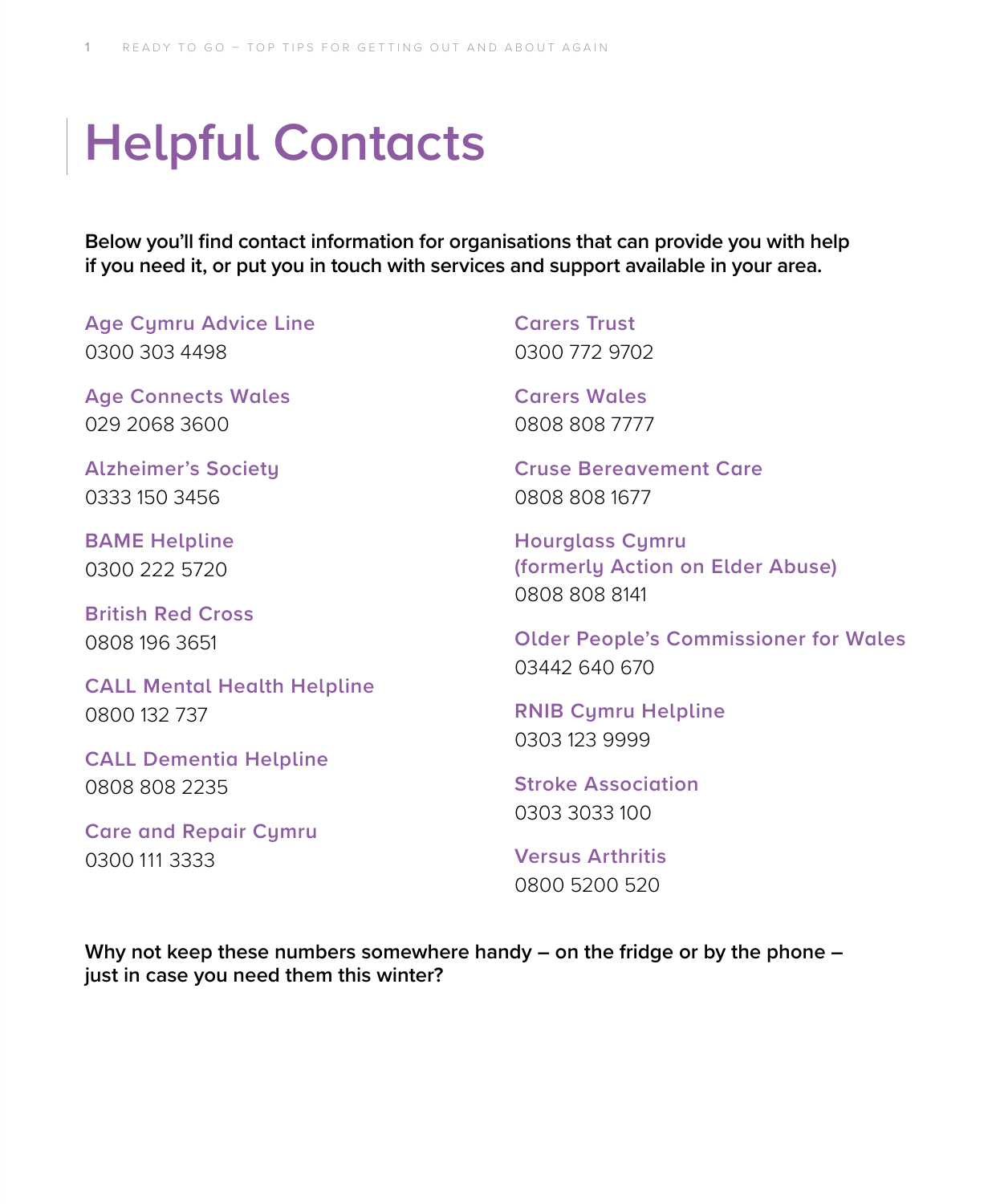# Helpful Contacts

**Below you'll find contact information for organisations that can provide you with help if you need it, or put you in touch with services and support available in your area.**

**Age Cymru Advice Line**
0300 303 4498

**Age Connects Wales**
029 2068 3600

**Alzheimer's Society**
0333 150 3456

**BAME Helpline**
0300 222 5720

**British Red Cross**
0808 196 3651

**CALL Mental Health Helpline**
0800 132 737

**CALL Dementia Helpline**
0808 808 2235

**Care and Repair Cymru**
0300 111 3333

**Carers Trust**
0300 772 9702

**Carers Wales**
0808 808 7777

**Cruse Bereavement Care**
0808 808 1677

**Hourglass Cymru (formerly Action on Elder Abuse)**
0808 808 8141

**Older People's Commissioner for Wales**
03442 640 670

**RNIB Cymru Helpline**
0303 123 9999

**Stroke Association**
0303 3033 100

**Versus Arthritis**
0800 5200 520

**Why not keep these numbers somewhere handy – on the fridge or by the phone – just in case you need them this winter?**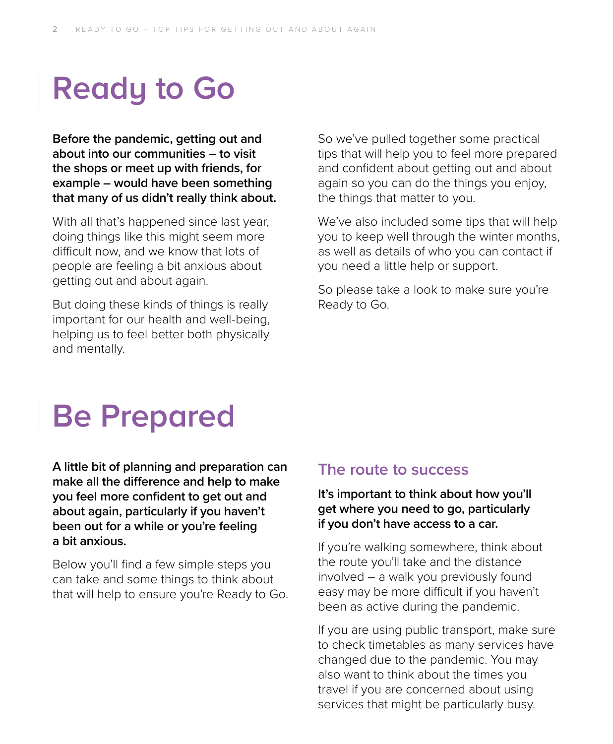# Ready to Go

**Before the pandemic, getting out and about into our communities – to visit the shops or meet up with friends, for example – would have been something that many of us didn't really think about.**

With all that's happened since last year, doing things like this might seem more difficult now, and we know that lots of people are feeling a bit anxious about getting out and about again.

But doing these kinds of things is really important for our health and well-being, helping us to feel better both physically and mentally.

So we've pulled together some practical tips that will help you to feel more prepared and confident about getting out and about again so you can do the things you enjoy, the things that matter to you.

We've also included some tips that will help you to keep well through the winter months, as well as details of who you can contact if you need a little help or support.

So please take a look to make sure you're Ready to Go.

# Be Prepared

**A little bit of planning and preparation can make all the difference and help to make you feel more confident to get out and about again, particularly if you haven't been out for a while or you're feeling a bit anxious.**

Below you'll find a few simple steps you can take and some things to think about that will help to ensure you're Ready to Go.

## The route to success

**It's important to think about how you'll get where you need to go, particularly if you don't have access to a car.**

If you're walking somewhere, think about the route you'll take and the distance involved – a walk you previously found easy may be more difficult if you haven't been as active during the pandemic.

If you are using public transport, make sure to check timetables as many services have changed due to the pandemic. You may also want to think about the times you travel if you are concerned about using services that might be particularly busy.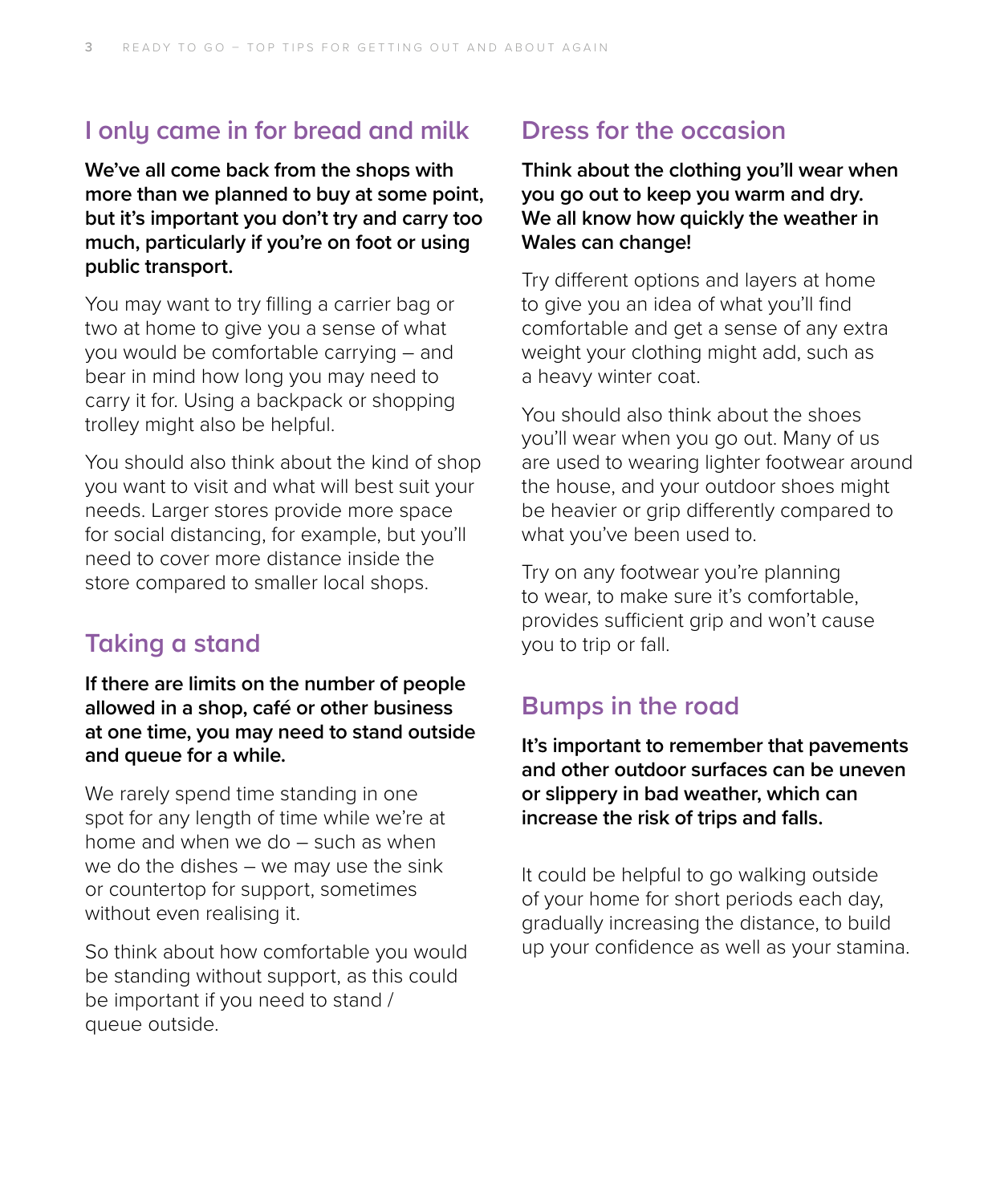## I only came in for bread and milk

**We've all come back from the shops with more than we planned to buy at some point, but it's important you don't try and carry too much, particularly if you're on foot or using public transport.**

You may want to try filling a carrier bag or two at home to give you a sense of what you would be comfortable carrying – and bear in mind how long you may need to carry it for. Using a backpack or shopping trolley might also be helpful.

You should also think about the kind of shop you want to visit and what will best suit your needs. Larger stores provide more space for social distancing, for example, but you'll need to cover more distance inside the store compared to smaller local shops.

## Taking a stand

**If there are limits on the number of people allowed in a shop, café or other business at one time, you may need to stand outside and queue for a while.**

We rarely spend time standing in one spot for any length of time while we're at home and when we do – such as when we do the dishes – we may use the sink or countertop for support, sometimes without even realising it.

So think about how comfortable you would be standing without support, as this could be important if you need to stand / queue outside.

## Dress for the occasion

**Think about the clothing you'll wear when you go out to keep you warm and dry. We all know how quickly the weather in Wales can change!**

Try different options and layers at home to give you an idea of what you'll find comfortable and get a sense of any extra weight your clothing might add, such as a heavy winter coat.

You should also think about the shoes you'll wear when you go out. Many of us are used to wearing lighter footwear around the house, and your outdoor shoes might be heavier or grip differently compared to what you've been used to.

Try on any footwear you're planning to wear, to make sure it's comfortable, provides sufficient grip and won't cause you to trip or fall.

## Bumps in the road

**It's important to remember that pavements and other outdoor surfaces can be uneven or slippery in bad weather, which can increase the risk of trips and falls.**

It could be helpful to go walking outside of your home for short periods each day, gradually increasing the distance, to build up your confidence as well as your stamina.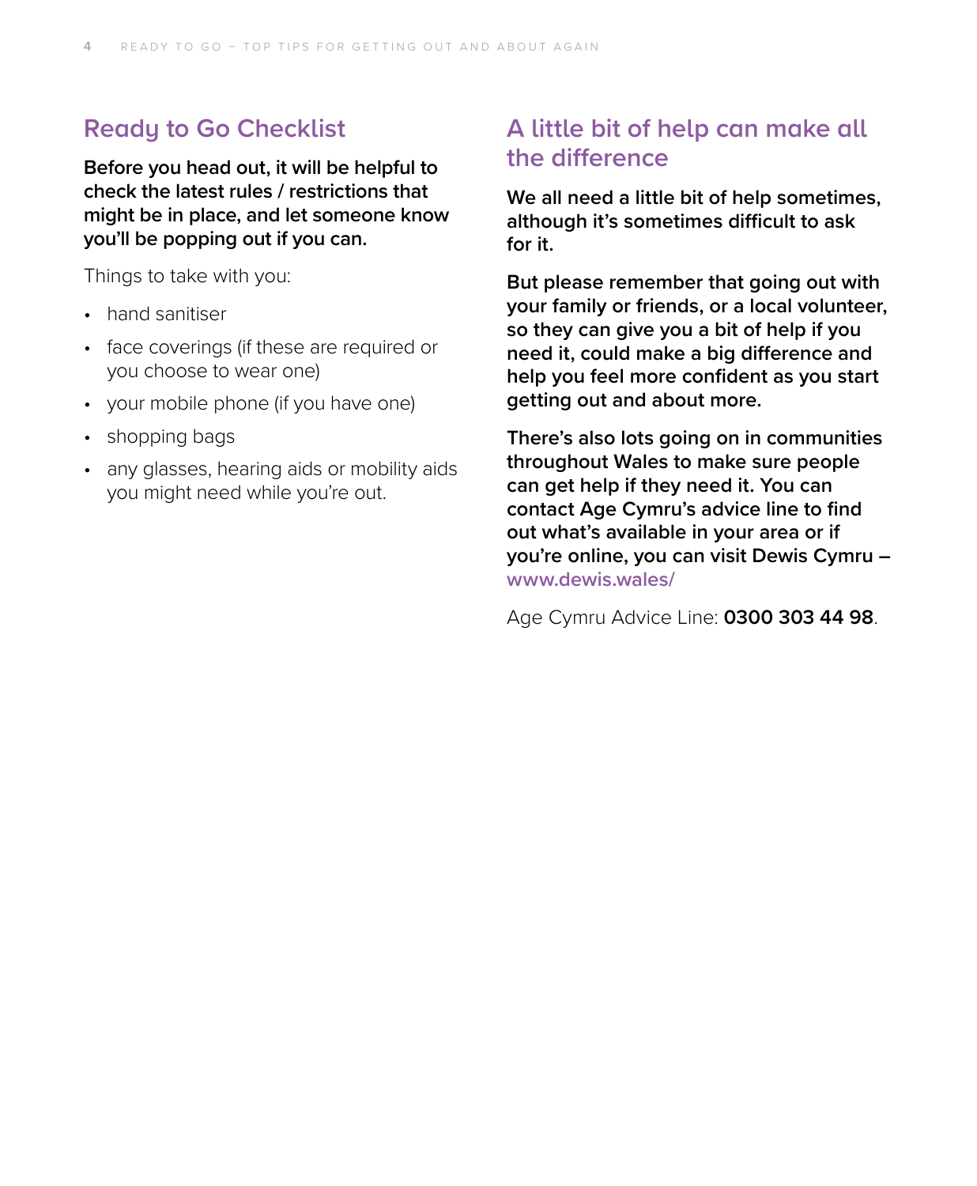## Ready to Go Checklist

**Before you head out, it will be helpful to check the latest rules / restrictions that might be in place, and let someone know you'll be popping out if you can.**

Things to take with you:

- hand sanitiser
- face coverings (if these are required or you choose to wear one)
- your mobile phone (if you have one)
- shopping bags
- any glasses, hearing aids or mobility aids you might need while you're out.

## A little bit of help can make all the difference

**We all need a little bit of help sometimes, although it's sometimes difficult to ask for it.**

**But please remember that going out with your family or friends, or a local volunteer, so they can give you a bit of help if you need it, could make a big difference and help you feel more confident as you start getting out and about more.**

**There's also lots going on in communities throughout Wales to make sure people can get help if they need it. You can contact Age Cymru's advice line to find out what's available in your area or if you're online, you can visit Dewis Cymru – www.dewis.wales/**

Age Cymru Advice Line: **0300 303 44 98**.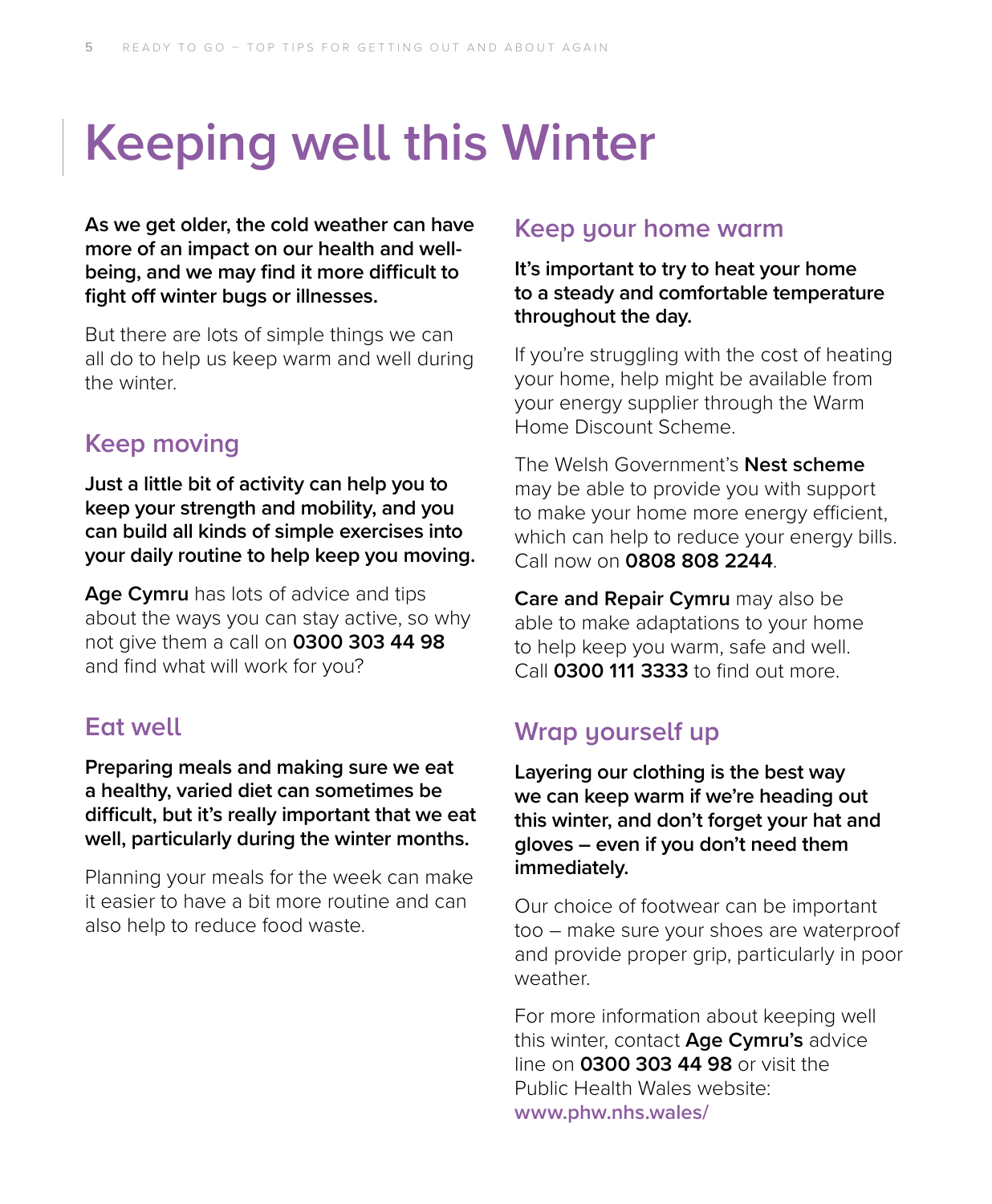# Keeping well this Winter

**As we get older, the cold weather can have more of an impact on our health and well-being, and we may find it more difficult to fight off winter bugs or illnesses.**

But there are lots of simple things we can all do to help us keep warm and well during the winter.

## Keep moving

**Just a little bit of activity can help you to keep your strength and mobility, and you can build all kinds of simple exercises into your daily routine to help keep you moving.**

**Age Cymru** has lots of advice and tips about the ways you can stay active, so why not give them a call on **0300 303 44 98** and find what will work for you?

## Eat well

**Preparing meals and making sure we eat a healthy, varied diet can sometimes be difficult, but it's really important that we eat well, particularly during the winter months.**

Planning your meals for the week can make it easier to have a bit more routine and can also help to reduce food waste.

## Keep your home warm

**It's important to try to heat your home to a steady and comfortable temperature throughout the day.**

If you're struggling with the cost of heating your home, help might be available from your energy supplier through the Warm Home Discount Scheme.

The Welsh Government's **Nest scheme** may be able to provide you with support to make your home more energy efficient, which can help to reduce your energy bills. Call now on **0808 808 2244**.

**Care and Repair Cymru** may also be able to make adaptations to your home to help keep you warm, safe and well. Call **0300 111 3333** to find out more.

## Wrap yourself up

**Layering our clothing is the best way we can keep warm if we're heading out this winter, and don't forget your hat and gloves – even if you don't need them immediately.**

Our choice of footwear can be important too – make sure your shoes are waterproof and provide proper grip, particularly in poor weather.

For more information about keeping well this winter, contact **Age Cymru's** advice line on **0300 303 44 98** or visit the Public Health Wales website: **www.phw.nhs.wales/**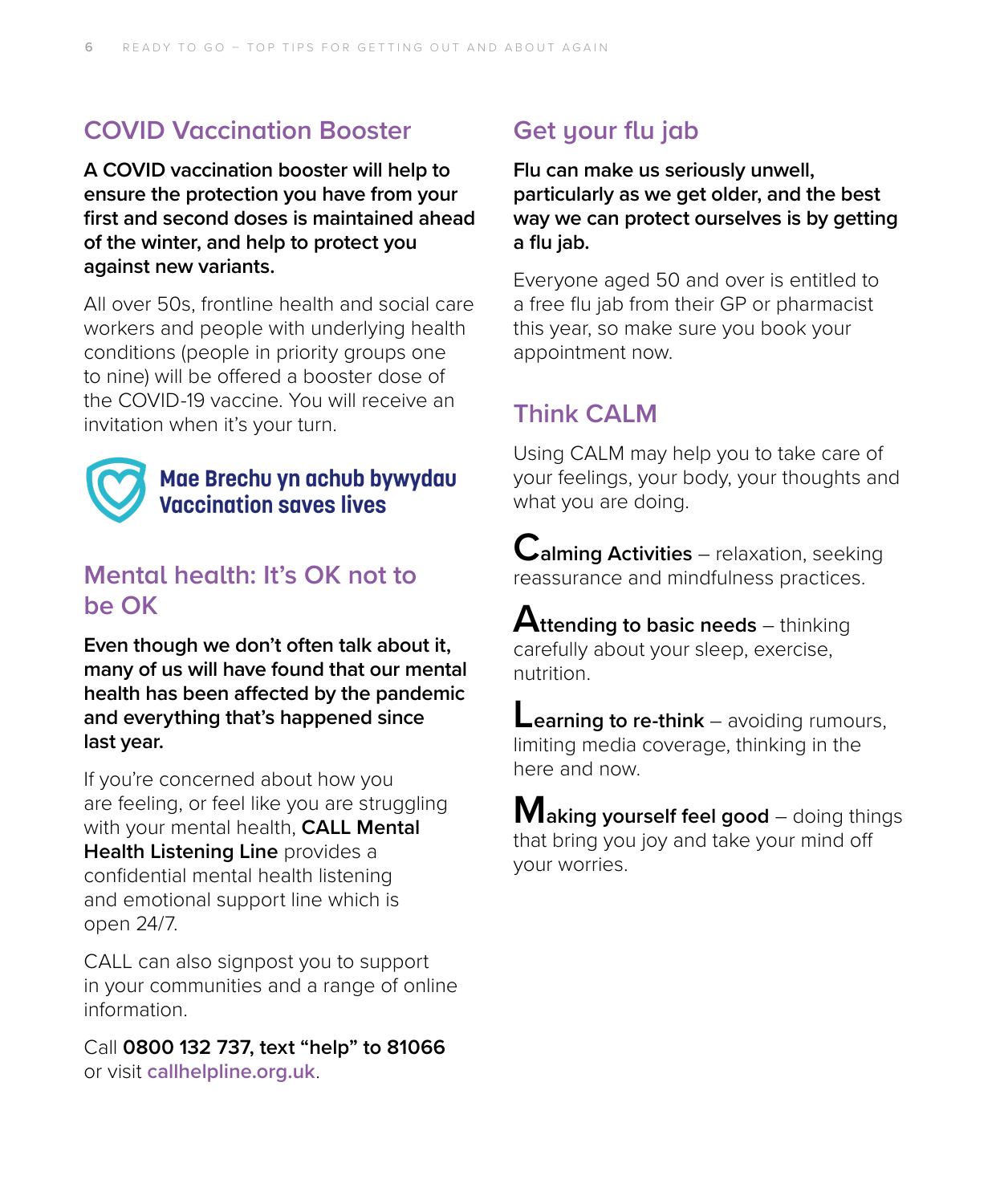## COVID Vaccination Booster

**A COVID vaccination booster will help to ensure the protection you have from your first and second doses is maintained ahead of the winter, and help to protect you against new variants.**

All over 50s, frontline health and social care workers and people with underlying health conditions (people in priority groups one to nine) will be offered a booster dose of the COVID-19 vaccine. You will receive an invitation when it's your turn.

**Mae Brechu yn achub bywydau**
**Vaccination saves lives**

## Mental health: It's OK not to be OK

**Even though we don't often talk about it, many of us will have found that our mental health has been affected by the pandemic and everything that's happened since last year.**

If you're concerned about how you are feeling, or feel like you are struggling with your mental health, **CALL Mental Health Listening Line** provides a confidential mental health listening and emotional support line which is open 24/7.

CALL can also signpost you to support in your communities and a range of online information.

Call **0800 132 737, text "help" to 81066** or visit **callhelpline.org.uk**.

## Get your flu jab

**Flu can make us seriously unwell, particularly as we get older, and the best way we can protect ourselves is by getting a flu jab.**

Everyone aged 50 and over is entitled to a free flu jab from their GP or pharmacist this year, so make sure you book your appointment now.

## Think CALM

Using CALM may help you to take care of your feelings, your body, your thoughts and what you are doing.

**Calming Activities** – relaxation, seeking reassurance and mindfulness practices.

**Attending to basic needs** – thinking carefully about your sleep, exercise, nutrition.

**Learning to re-think** – avoiding rumours, limiting media coverage, thinking in the here and now.

**Making yourself feel good** – doing things that bring you joy and take your mind off your worries.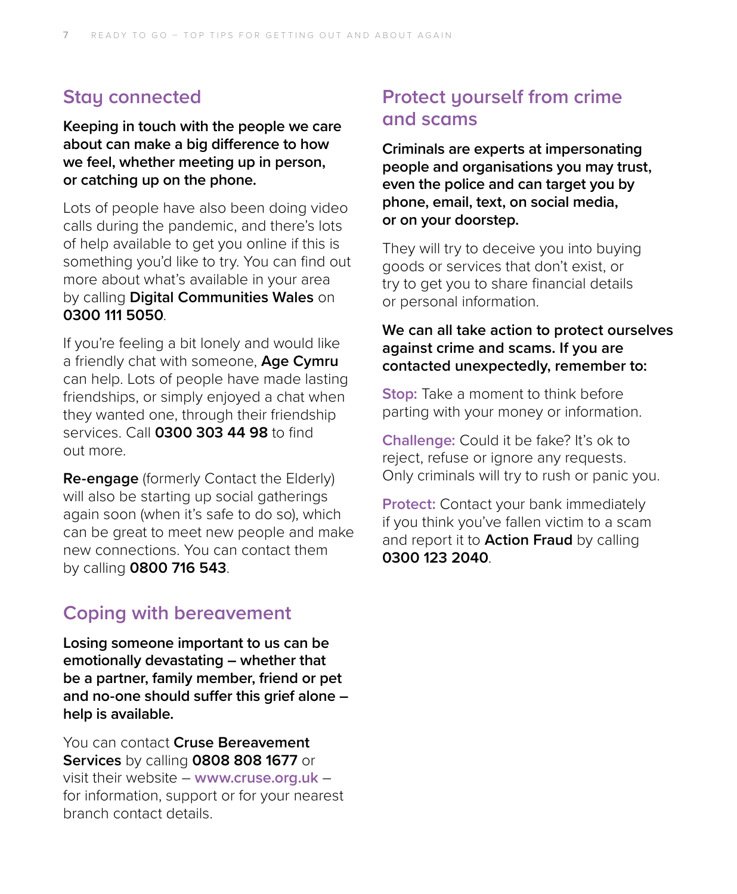## Stay connected

**Keeping in touch with the people we care about can make a big difference to how we feel, whether meeting up in person, or catching up on the phone.**

Lots of people have also been doing video calls during the pandemic, and there's lots of help available to get you online if this is something you'd like to try. You can find out more about what's available in your area by calling **Digital Communities Wales** on **0300 111 5050**.

If you're feeling a bit lonely and would like a friendly chat with someone, **Age Cymru** can help. Lots of people have made lasting friendships, or simply enjoyed a chat when they wanted one, through their friendship services. Call **0300 303 44 98** to find out more.

**Re-engage** (formerly Contact the Elderly) will also be starting up social gatherings again soon (when it's safe to do so), which can be great to meet new people and make new connections. You can contact them by calling **0800 716 543**.

## Coping with bereavement

**Losing someone important to us can be emotionally devastating – whether that be a partner, family member, friend or pet and no-one should suffer this grief alone – help is available.**

You can contact **Cruse Bereavement Services** by calling **0808 808 1677** or visit their website – **www.cruse.org.uk** – for information, support or for your nearest branch contact details.

## Protect yourself from crime and scams

**Criminals are experts at impersonating people and organisations you may trust, even the police and can target you by phone, email, text, on social media, or on your doorstep.**

They will try to deceive you into buying goods or services that don't exist, or try to get you to share financial details or personal information.

**We can all take action to protect ourselves against crime and scams. If you are contacted unexpectedly, remember to:**

**Stop:** Take a moment to think before parting with your money or information.

**Challenge:** Could it be fake? It's ok to reject, refuse or ignore any requests. Only criminals will try to rush or panic you.

**Protect:** Contact your bank immediately if you think you've fallen victim to a scam and report it to **Action Fraud** by calling **0300 123 2040**.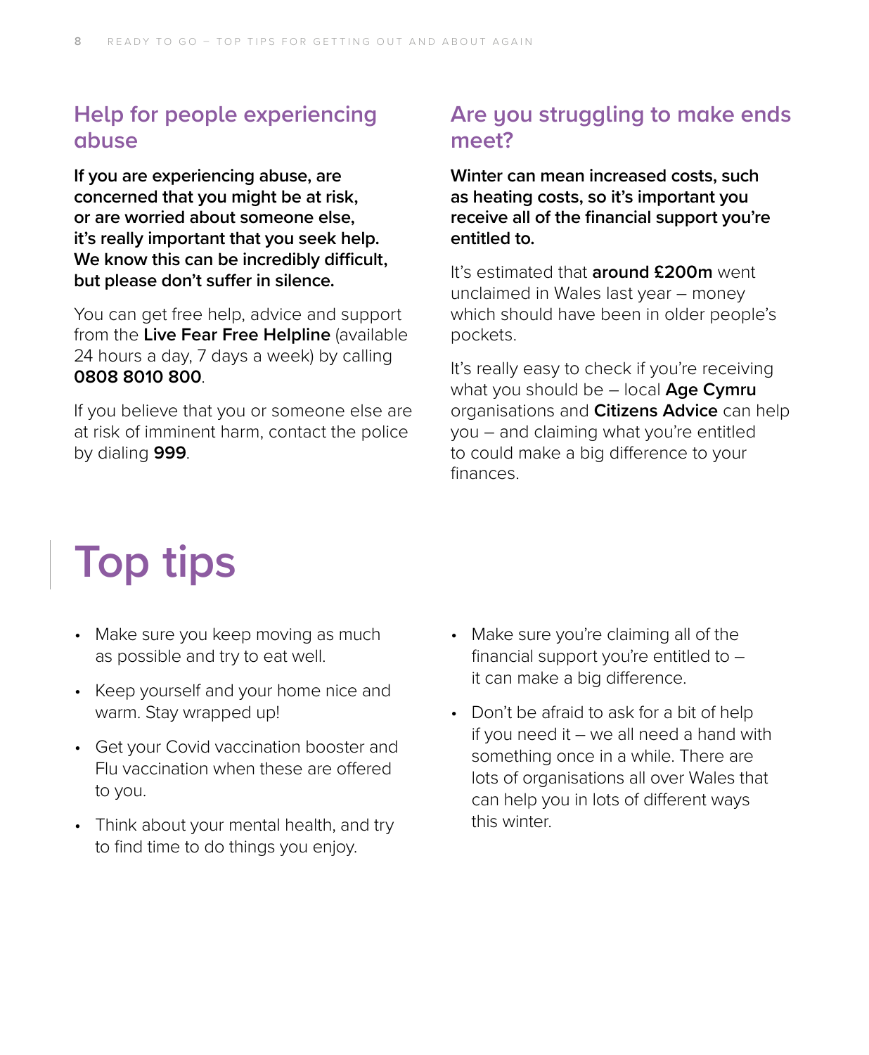## Help for people experiencing abuse

**If you are experiencing abuse, are concerned that you might be at risk, or are worried about someone else, it's really important that you seek help. We know this can be incredibly difficult, but please don't suffer in silence.**

You can get free help, advice and support from the **Live Fear Free Helpline** (available 24 hours a day, 7 days a week) by calling **0808 8010 800**.

If you believe that you or someone else are at risk of imminent harm, contact the police by dialing **999**.

## Are you struggling to make ends meet?

**Winter can mean increased costs, such as heating costs, so it's important you receive all of the financial support you're entitled to.**

It's estimated that **around £200m** went unclaimed in Wales last year – money which should have been in older people's pockets.

It's really easy to check if you're receiving what you should be – local **Age Cymru** organisations and **Citizens Advice** can help you – and claiming what you're entitled to could make a big difference to your finances.

# Top tips

- Make sure you keep moving as much as possible and try to eat well.
- Keep yourself and your home nice and warm. Stay wrapped up!
- Get your Covid vaccination booster and Flu vaccination when these are offered to you.
- Think about your mental health, and try to find time to do things you enjoy.
- Make sure you're claiming all of the financial support you're entitled to – it can make a big difference.
- Don't be afraid to ask for a bit of help if you need it – we all need a hand with something once in a while. There are lots of organisations all over Wales that can help you in lots of different ways this winter.